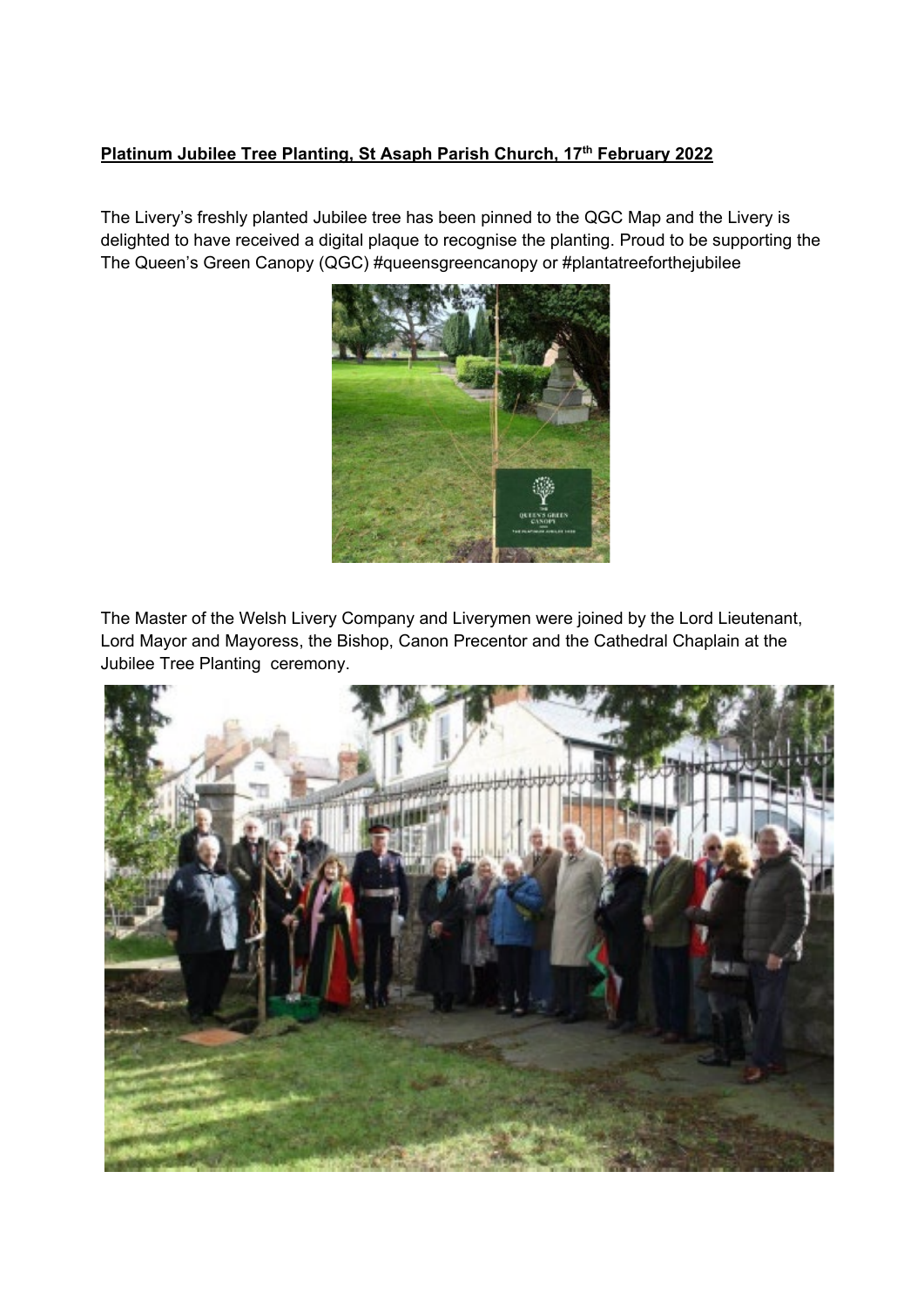**Platinum Jubilee Tree Planting, St Asaph Parish Church, 17th February 2022**

The Livery's freshly planted Jubilee tree has been pinned to the QGC Map and the Livery is delighted to have received a digital plaque to recognise the planting. Proud to be supporting the The Queen's Green Canopy (QGC) #queensgreencanopy or #plantatreeforthejubilee

The Master of the Welsh Livery Company and Liverymen were joined by the Lord Lieutenant, Lord Mayor and Mayoress, the Bishop, Canon Precentor and the Cathedral Chaplain at the Jubilee Tree Planting ceremony.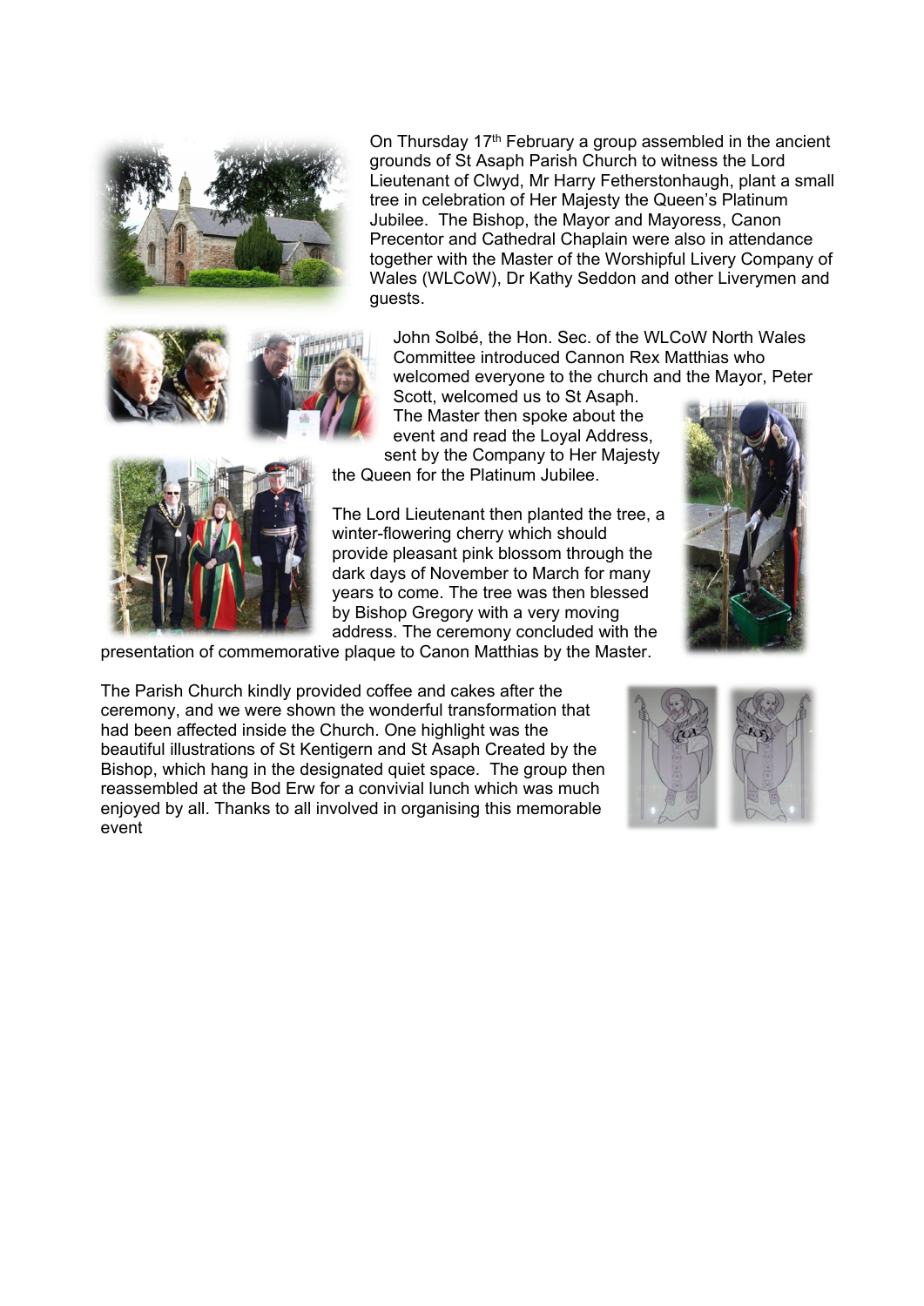On Thursday 17th February a group assembled in the ancient grounds of St Asaph Parish Church to witness the Lord Lieutenant of Clwyd, Mr Harry Fetherstonhaugh, plant a small tree in celebration of Her Majesty the Queen's Platinum Jubilee. The Bishop, the Mayor and Mayoress, Canon Precentor and Cathedral Chaplain were also in attendance together with the Master of the Worshipful Livery Company of Wales (WLCoW), Dr Kathy Seddon and other Liverymen and guests.

John Solbé, the Hon. Sec. of the WLCoW North Wales Committee introduced Cannon Rex Matthias who welcomed everyone to the church and the Mayor, Peter Scott, welcomed us to St Asaph. The Master then spoke about the event and read the Loyal Address, sent by the Company to Her Majesty the Queen for the Platinum Jubilee.

The Lord Lieutenant then planted the tree, a winter-flowering cherry which should provide pleasant pink blossom through the dark days of November to March for many years to come. The tree was then blessed by Bishop Gregory with a very moving address. The ceremony concluded with the presentation of commemorative plaque to Canon Matthias by the Master.

The Parish Church kindly provided coffee and cakes after the ceremony, and we were shown the wonderful transformation that had been affected inside the Church. One highlight was the beautiful illustrations of St Kentigern and St Asaph Created by the Bishop, which hang in the designated quiet space. The group then reassembled at the Bod Erw for a convivial lunch which was much enjoyed by all. Thanks to all involved in organising this memorable event